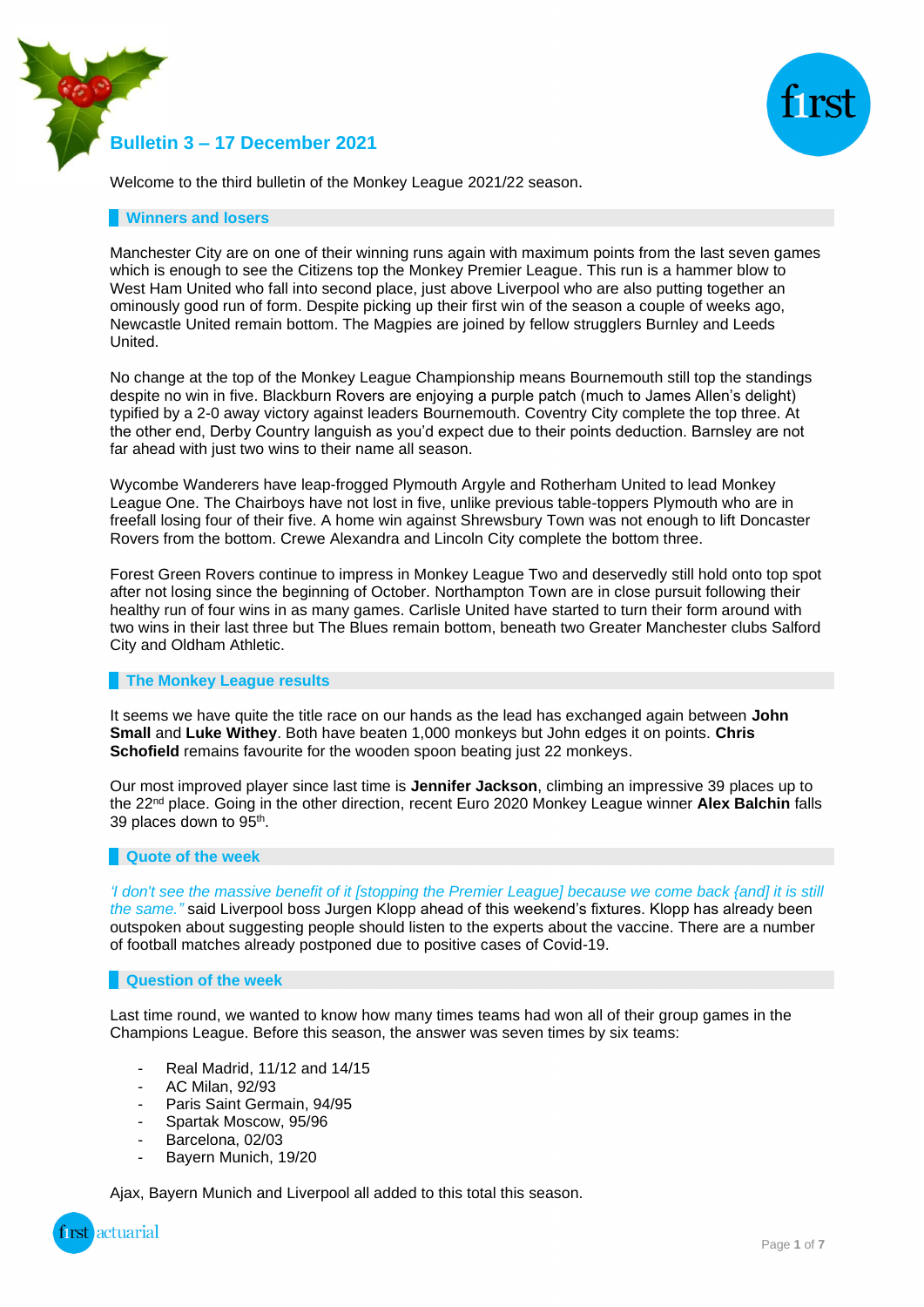# Bulletin 3 – 17 December 2021

Welcome to the third bulletin of the Monkey League 2021/22 season.

## Winners and losers

Manchester City are on one of their winning runs again with maximum points from the last seven games which is enough to see the Citizens top the Monkey Premier League. This run is a hammer blow to West Ham United who fall into second place, just above Liverpool who are also putting together an ominously good run of form. Despite picking up their first win of the season a couple of weeks ago, Newcastle United remain bottom. The Magpies are joined by fellow strugglers Burnley and Leeds United.

No change at the top of the Monkey League Championship means Bournemouth still top the standings despite no win in five. Blackburn Rovers are enjoying a purple patch (much to James Allen's delight) typified by a 2-0 away victory against leaders Bournemouth. Coventry City complete the top three. At the other end, Derby Country languish as you'd expect due to their points deduction. Barnsley are not far ahead with just two wins to their name all season.

Wycombe Wanderers have leap-frogged Plymouth Argyle and Rotherham United to lead Monkey League One. The Chairboys have not lost in five, unlike previous table-toppers Plymouth who are in freefall losing four of their five. A home win against Shrewsbury Town was not enough to lift Doncaster Rovers from the bottom. Crewe Alexandra and Lincoln City complete the bottom three.

Forest Green Rovers continue to impress in Monkey League Two and deservedly still hold onto top spot after not losing since the beginning of October. Northampton Town are in close pursuit following their healthy run of four wins in as many games. Carlisle United have started to turn their form around with two wins in their last three but The Blues remain bottom, beneath two Greater Manchester clubs Salford City and Oldham Athletic.

## The Monkey League results

It seems we have quite the title race on our hands as the lead has exchanged again between **John Small** and **Luke Withey**. Both have beaten 1,000 monkeys but John edges it on points. **Chris Schofield** remains favourite for the wooden spoon beating just 22 monkeys.

Our most improved player since last time is **Jennifer Jackson**, climbing an impressive 39 places up to the 22nd place. Going in the other direction, recent Euro 2020 Monkey League winner **Alex Balchin** falls 39 places down to 95th.

## Quote of the week

*'I don't see the massive benefit of it [stopping the Premier League] because we come back {and} it is still the same."* said Liverpool boss Jurgen Klopp ahead of this weekend's fixtures. Klopp has already been outspoken about suggesting people should listen to the experts about the vaccine. There are a number of football matches already postponed due to positive cases of Covid-19.

## Question of the week

Last time round, we wanted to know how many times teams had won all of their group games in the Champions League. Before this season, the answer was seven times by six teams:

- Real Madrid, 11/12 and 14/15
- AC Milan, 92/93
- Paris Saint Germain, 94/95
- Spartak Moscow, 95/96
- Barcelona, 02/03
- Bayern Munich, 19/20

Ajax, Bayern Munich and Liverpool all added to this total this season.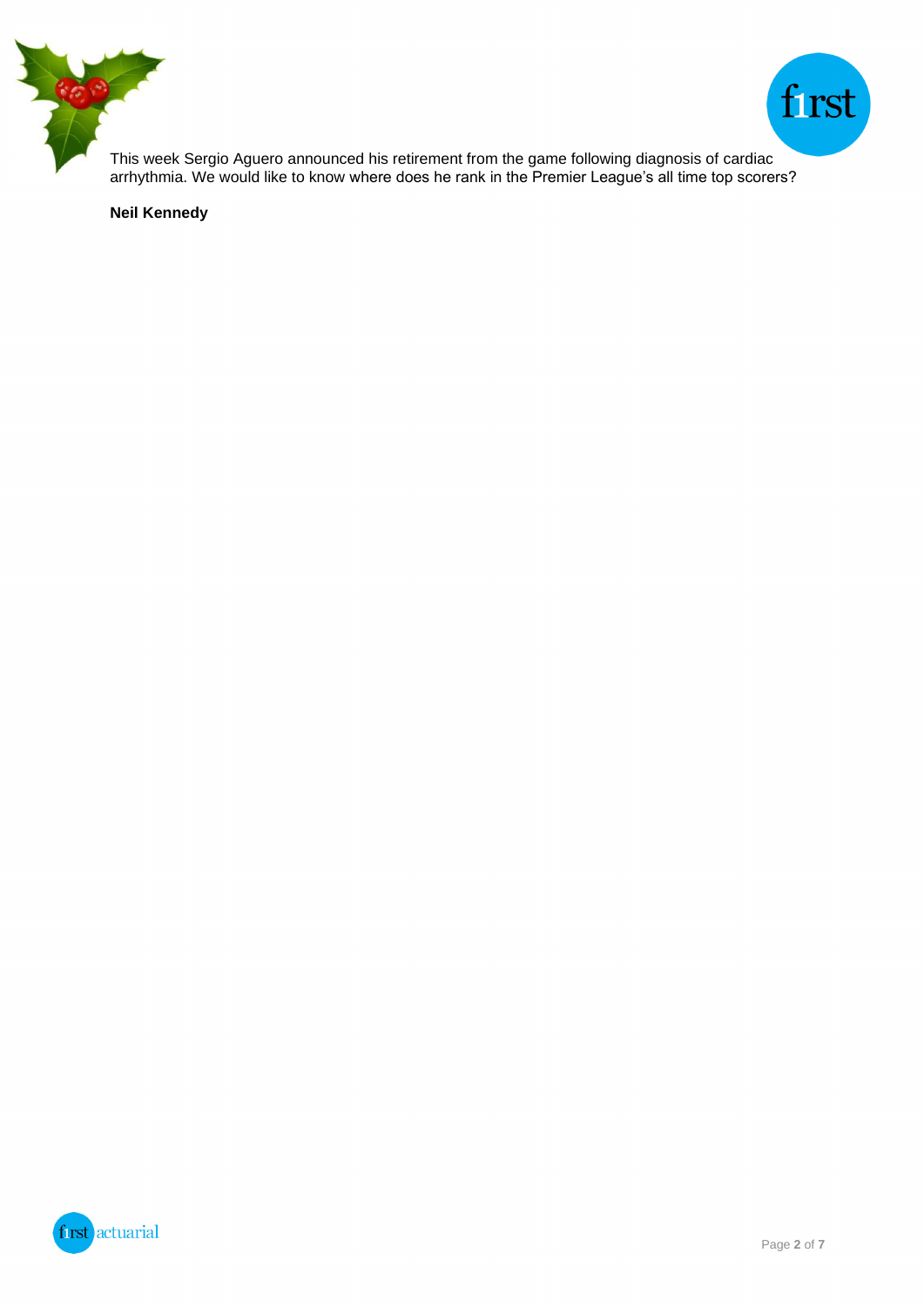This week Sergio Aguero announced his retirement from the game following diagnosis of cardiac arrhythmia. We would like to know where does he rank in the Premier League's all time top scorers?

**Neil Kennedy**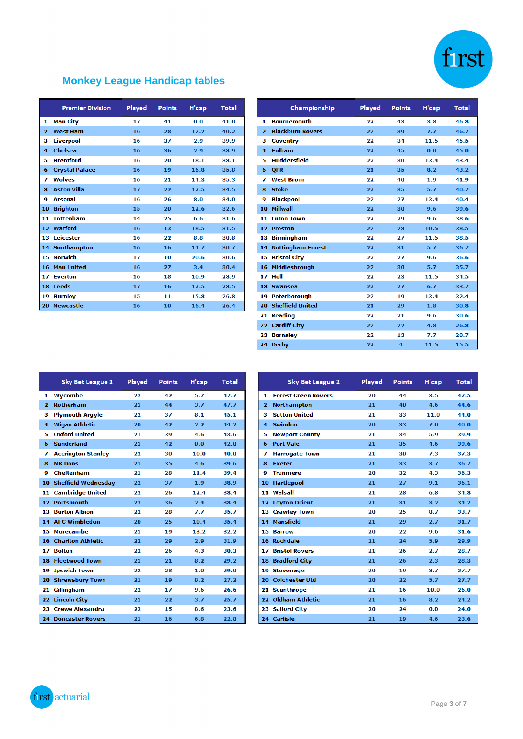## Monkey League Handicap tables

| | Premier Division | Played | Points | H'cap | Total |
|---|---|---|---|---|---|
| 1 | Man City | 17 | 41 | 0.0 | 41.0 |
| 2 | West Ham | 16 | 28 | 12.2 | 40.2 |
| 3 | Liverpool | 16 | 37 | 2.9 | 39.9 |
| 4 | Chelsea | 16 | 36 | 2.9 | 38.9 |
| 5 | Brentford | 16 | 20 | 18.1 | 38.1 |
| 6 | Crystal Palace | 16 | 19 | 16.8 | 35.8 |
| 7 | Wolves | 16 | 21 | 14.3 | 35.3 |
| 8 | Aston Villa | 17 | 22 | 12.5 | 34.5 |
| 9 | Arsenal | 16 | 26 | 8.0 | 34.0 |
| 10 | Brighton | 15 | 20 | 12.6 | 32.6 |
| 11 | Tottenham | 14 | 25 | 6.6 | 31.6 |
| 12 | Watford | 16 | 13 | 18.5 | 31.5 |
| 13 | Leicester | 16 | 22 | 8.8 | 30.8 |
| 14 | Southampton | 16 | 16 | 14.7 | 30.7 |
| 15 | Norwich | 17 | 10 | 20.6 | 30.6 |
| 16 | Man United | 16 | 27 | 3.4 | 30.4 |
| 17 | Everton | 16 | 18 | 10.9 | 28.9 |
| 18 | Leeds | 17 | 16 | 12.5 | 28.5 |
| 19 | Burnley | 15 | 11 | 15.8 | 26.8 |
| 20 | Newcastle | 16 | 10 | 16.4 | 26.4 |

| | Championship | Played | Points | H'cap | Total |
|---|---|---|---|---|---|
| 1 | Bournemouth | 22 | 43 | 3.8 | 46.8 |
| 2 | Blackburn Rovers | 22 | 39 | 7.7 | 46.7 |
| 3 | Coventry | 22 | 34 | 11.5 | 45.5 |
| 4 | Fulham | 22 | 45 | 0.0 | 45.0 |
| 5 | Huddersfield | 22 | 30 | 13.4 | 43.4 |
| 6 | QPR | 21 | 35 | 8.2 | 43.2 |
| 7 | West Brom | 22 | 40 | 1.9 | 41.9 |
| 8 | Stoke | 22 | 35 | 5.7 | 40.7 |
| 9 | Blackpool | 22 | 27 | 13.4 | 40.4 |
| 10 | Millwall | 22 | 30 | 9.6 | 39.6 |
| 11 | Luton Town | 22 | 29 | 9.6 | 38.6 |
| 12 | Preston | 22 | 28 | 10.5 | 38.5 |
| 13 | Birmingham | 22 | 27 | 11.5 | 38.5 |
| 14 | Nottingham Forest | 22 | 31 | 5.7 | 36.7 |
| 15 | Bristol City | 22 | 27 | 9.6 | 36.6 |
| 16 | Middlesbrough | 22 | 30 | 5.7 | 35.7 |
| 17 | Hull | 22 | 23 | 11.5 | 34.5 |
| 18 | Swansea | 22 | 27 | 6.7 | 33.7 |
| 19 | Peterborough | 22 | 19 | 13.4 | 32.4 |
| 20 | Sheffield United | 21 | 29 | 1.8 | 30.8 |
| 21 | Reading | 22 | 21 | 9.6 | 30.6 |
| 22 | Cardiff City | 22 | 22 | 4.8 | 26.8 |
| 23 | Barnsley | 22 | 13 | 7.7 | 20.7 |
| 24 | Derby | 22 | 4 | 11.5 | 15.5 |

| | Sky Bet League 1 | Played | Points | H'cap | Total |
|---|---|---|---|---|---|
| 1 | Wycombe | 22 | 42 | 5.7 | 47.7 |
| 2 | Rotherham | 21 | 44 | 3.7 | 47.7 |
| 3 | Plymouth Argyle | 22 | 37 | 8.1 | 45.1 |
| 4 | Wigan Athletic | 20 | 42 | 2.2 | 44.2 |
| 5 | Oxford United | 21 | 39 | 4.6 | 43.6 |
| 6 | Sunderland | 21 | 42 | 0.0 | 42.0 |
| 7 | Accrington Stanley | 22 | 30 | 10.0 | 40.0 |
| 8 | MK Dons | 21 | 35 | 4.6 | 39.6 |
| 9 | Cheltenham | 21 | 28 | 11.4 | 39.4 |
| 10 | Sheffield Wednesday | 22 | 37 | 1.9 | 38.9 |
| 11 | Cambridge United | 22 | 26 | 12.4 | 38.4 |
| 12 | Portsmouth | 22 | 36 | 2.4 | 38.4 |
| 13 | Burton Albion | 22 | 28 | 7.7 | 35.7 |
| 14 | AFC Wimbledon | 20 | 25 | 10.4 | 35.4 |
| 15 | Morecambe | 21 | 19 | 13.2 | 32.2 |
| 16 | Charlton Athletic | 22 | 29 | 2.9 | 31.9 |
| 17 | Bolton | 22 | 26 | 4.3 | 30.3 |
| 18 | Fleetwood Town | 21 | 21 | 8.2 | 29.2 |
| 19 | Ipswich Town | 22 | 28 | 1.0 | 29.0 |
| 20 | Shrewsbury Town | 21 | 19 | 8.2 | 27.2 |
| 21 | Gillingham | 22 | 17 | 9.6 | 26.6 |
| 22 | Lincoln City | 21 | 22 | 3.7 | 25.7 |
| 23 | Crewe Alexandra | 22 | 15 | 8.6 | 23.6 |
| 24 | Doncaster Rovers | 21 | 16 | 6.8 | 22.8 |

| | Sky Bet League 2 | Played | Points | H'cap | Total |
|---|---|---|---|---|---|
| 1 | Forest Green Rovers | 20 | 44 | 3.5 | 47.5 |
| 2 | Northampton | 21 | 40 | 4.6 | 44.6 |
| 3 | Sutton United | 21 | 33 | 11.0 | 44.0 |
| 4 | Swindon | 20 | 33 | 7.0 | 40.0 |
| 5 | Newport County | 21 | 34 | 5.9 | 39.9 |
| 6 | Port Vale | 21 | 35 | 4.6 | 39.6 |
| 7 | Harrogate Town | 21 | 30 | 7.3 | 37.3 |
| 8 | Exeter | 21 | 33 | 3.7 | 36.7 |
| 9 | Tranmere | 20 | 32 | 4.3 | 36.3 |
| 10 | Hartlepool | 21 | 27 | 9.1 | 36.1 |
| 11 | Walsall | 21 | 28 | 6.8 | 34.8 |
| 12 | Leyton Orient | 21 | 31 | 3.2 | 34.2 |
| 13 | Crawley Town | 20 | 25 | 8.7 | 33.7 |
| 14 | Mansfield | 21 | 29 | 2.7 | 31.7 |
| 15 | Barrow | 20 | 22 | 9.6 | 31.6 |
| 16 | Rochdale | 21 | 24 | 5.9 | 29.9 |
| 17 | Bristol Rovers | 21 | 26 | 2.7 | 28.7 |
| 18 | Bradford City | 21 | 26 | 2.3 | 28.3 |
| 19 | Stevenage | 20 | 19 | 8.7 | 27.7 |
| 20 | Colchester Utd | 20 | 22 | 5.7 | 27.7 |
| 21 | Scunthrope | 21 | 16 | 10.0 | 26.0 |
| 22 | Oldham Athletic | 21 | 16 | 8.2 | 24.2 |
| 23 | Salford City | 20 | 24 | 0.0 | 24.0 |
| 24 | Carlisle | 21 | 19 | 4.6 | 23.6 |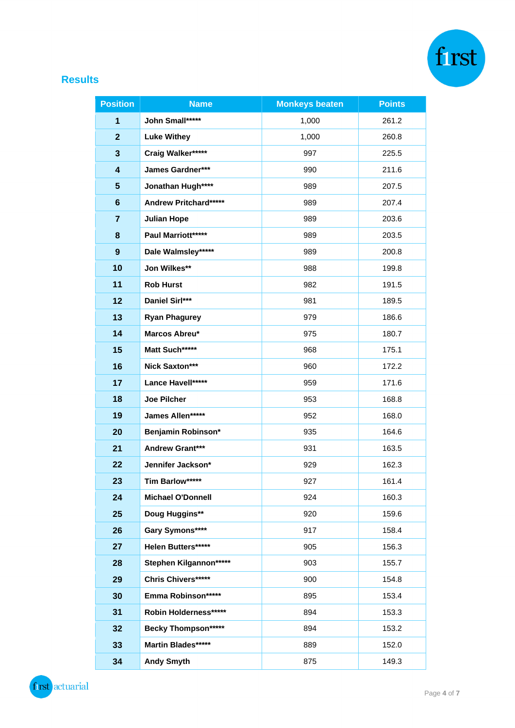## Results

| Position | Name | Monkeys beaten | Points |
|---|---|---|---|
| 1 | John Small***** | 1,000 | 261.2 |
| 2 | Luke Withey | 1,000 | 260.8 |
| 3 | Craig Walker***** | 997 | 225.5 |
| 4 | James Gardner*** | 990 | 211.6 |
| 5 | Jonathan Hugh**** | 989 | 207.5 |
| 6 | Andrew Pritchard***** | 989 | 207.4 |
| 7 | Julian Hope | 989 | 203.6 |
| 8 | Paul Marriott***** | 989 | 203.5 |
| 9 | Dale Walmsley***** | 989 | 200.8 |
| 10 | Jon Wilkes** | 988 | 199.8 |
| 11 | Rob Hurst | 982 | 191.5 |
| 12 | Daniel Sirl*** | 981 | 189.5 |
| 13 | Ryan Phagurey | 979 | 186.6 |
| 14 | Marcos Abreu* | 975 | 180.7 |
| 15 | Matt Such***** | 968 | 175.1 |
| 16 | Nick Saxton*** | 960 | 172.2 |
| 17 | Lance Havell***** | 959 | 171.6 |
| 18 | Joe Pilcher | 953 | 168.8 |
| 19 | James Allen***** | 952 | 168.0 |
| 20 | Benjamin Robinson* | 935 | 164.6 |
| 21 | Andrew Grant*** | 931 | 163.5 |
| 22 | Jennifer Jackson* | 929 | 162.3 |
| 23 | Tim Barlow***** | 927 | 161.4 |
| 24 | Michael O'Donnell | 924 | 160.3 |
| 25 | Doug Huggins** | 920 | 159.6 |
| 26 | Gary Symons**** | 917 | 158.4 |
| 27 | Helen Butters***** | 905 | 156.3 |
| 28 | Stephen Kilgannon***** | 903 | 155.7 |
| 29 | Chris Chivers***** | 900 | 154.8 |
| 30 | Emma Robinson***** | 895 | 153.4 |
| 31 | Robin Holderness***** | 894 | 153.3 |
| 32 | Becky Thompson***** | 894 | 153.2 |
| 33 | Martin Blades***** | 889 | 152.0 |
| 34 | Andy Smyth | 875 | 149.3 |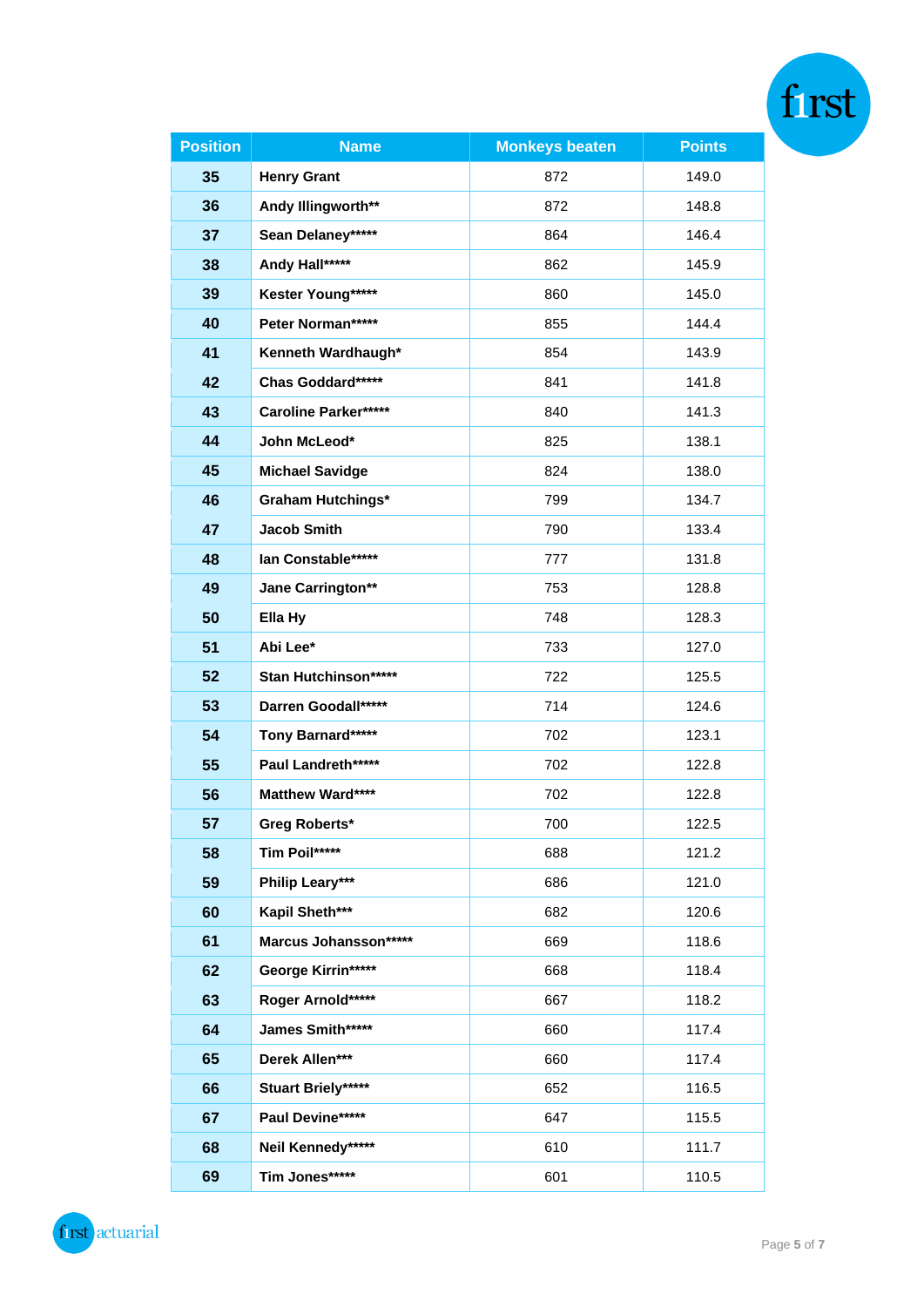| Position | Name | Monkeys beaten | Points |
|---|---|---|---|
| 35 | Henry Grant | 872 | 149.0 |
| 36 | Andy Illingworth** | 872 | 148.8 |
| 37 | Sean Delaney***** | 864 | 146.4 |
| 38 | Andy Hall***** | 862 | 145.9 |
| 39 | Kester Young***** | 860 | 145.0 |
| 40 | Peter Norman***** | 855 | 144.4 |
| 41 | Kenneth Wardhaugh* | 854 | 143.9 |
| 42 | Chas Goddard***** | 841 | 141.8 |
| 43 | Caroline Parker***** | 840 | 141.3 |
| 44 | John McLeod* | 825 | 138.1 |
| 45 | Michael Savidge | 824 | 138.0 |
| 46 | Graham Hutchings* | 799 | 134.7 |
| 47 | Jacob Smith | 790 | 133.4 |
| 48 | Ian Constable***** | 777 | 131.8 |
| 49 | Jane Carrington** | 753 | 128.8 |
| 50 | Ella Hy | 748 | 128.3 |
| 51 | Abi Lee* | 733 | 127.0 |
| 52 | Stan Hutchinson***** | 722 | 125.5 |
| 53 | Darren Goodall***** | 714 | 124.6 |
| 54 | Tony Barnard***** | 702 | 123.1 |
| 55 | Paul Landreth***** | 702 | 122.8 |
| 56 | Matthew Ward**** | 702 | 122.8 |
| 57 | Greg Roberts* | 700 | 122.5 |
| 58 | Tim Poil***** | 688 | 121.2 |
| 59 | Philip Leary*** | 686 | 121.0 |
| 60 | Kapil Sheth*** | 682 | 120.6 |
| 61 | Marcus Johansson***** | 669 | 118.6 |
| 62 | George Kirrin***** | 668 | 118.4 |
| 63 | Roger Arnold***** | 667 | 118.2 |
| 64 | James Smith***** | 660 | 117.4 |
| 65 | Derek Allen*** | 660 | 117.4 |
| 66 | Stuart Briely***** | 652 | 116.5 |
| 67 | Paul Devine***** | 647 | 115.5 |
| 68 | Neil Kennedy***** | 610 | 111.7 |
| 69 | Tim Jones***** | 601 | 110.5 |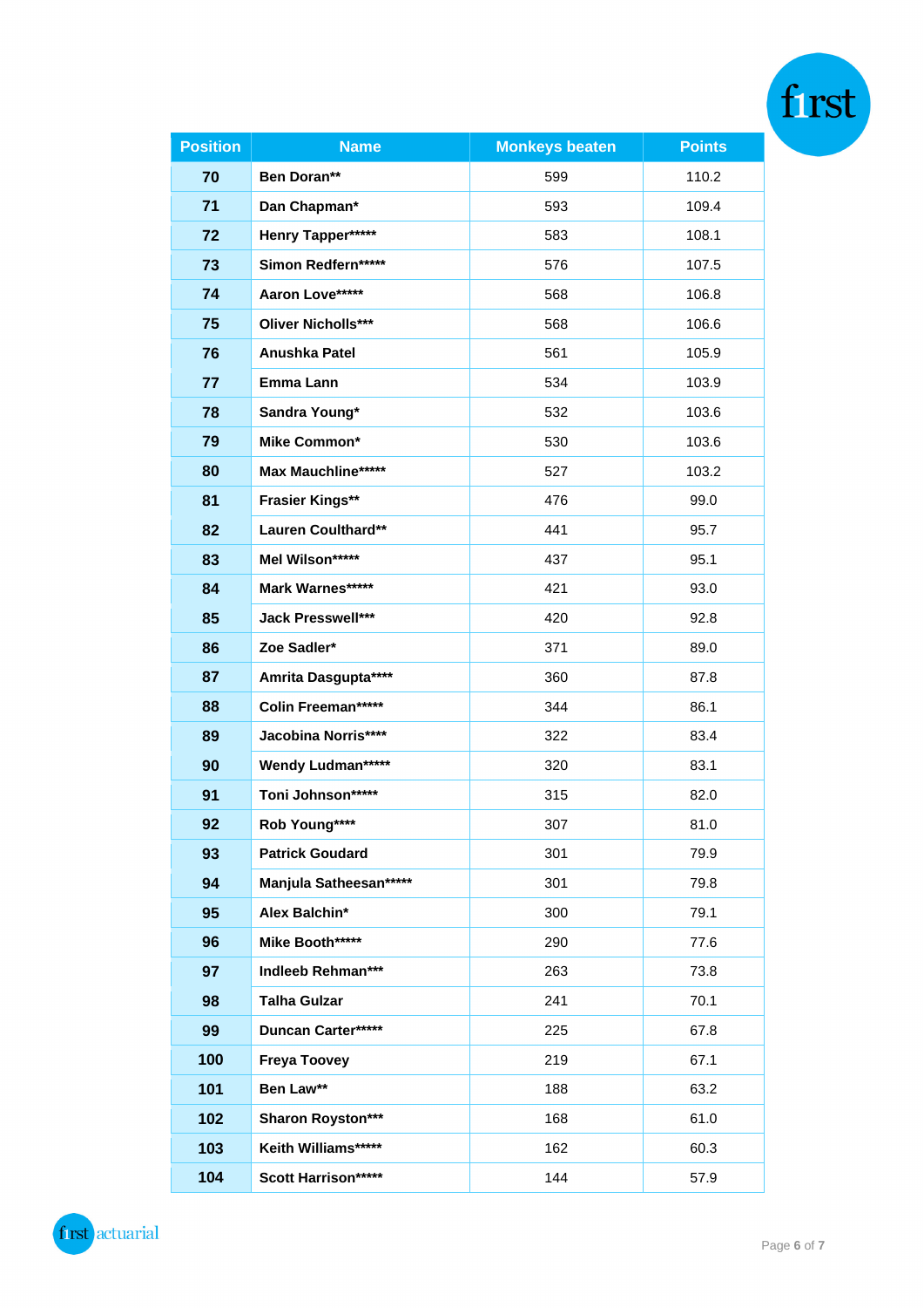| Position | Name | Monkeys beaten | Points |
|---|---|---|---|
| 70 | Ben Doran** | 599 | 110.2 |
| 71 | Dan Chapman* | 593 | 109.4 |
| 72 | Henry Tapper***** | 583 | 108.1 |
| 73 | Simon Redfern***** | 576 | 107.5 |
| 74 | Aaron Love***** | 568 | 106.8 |
| 75 | Oliver Nicholls*** | 568 | 106.6 |
| 76 | Anushka Patel | 561 | 105.9 |
| 77 | Emma Lann | 534 | 103.9 |
| 78 | Sandra Young* | 532 | 103.6 |
| 79 | Mike Common* | 530 | 103.6 |
| 80 | Max Mauchline***** | 527 | 103.2 |
| 81 | Frasier Kings** | 476 | 99.0 |
| 82 | Lauren Coulthard** | 441 | 95.7 |
| 83 | Mel Wilson***** | 437 | 95.1 |
| 84 | Mark Warnes***** | 421 | 93.0 |
| 85 | Jack Presswell*** | 420 | 92.8 |
| 86 | Zoe Sadler* | 371 | 89.0 |
| 87 | Amrita Dasgupta**** | 360 | 87.8 |
| 88 | Colin Freeman***** | 344 | 86.1 |
| 89 | Jacobina Norris**** | 322 | 83.4 |
| 90 | Wendy Ludman***** | 320 | 83.1 |
| 91 | Toni Johnson***** | 315 | 82.0 |
| 92 | Rob Young**** | 307 | 81.0 |
| 93 | Patrick Goudard | 301 | 79.9 |
| 94 | Manjula Satheesan***** | 301 | 79.8 |
| 95 | Alex Balchin* | 300 | 79.1 |
| 96 | Mike Booth***** | 290 | 77.6 |
| 97 | Indleeb Rehman*** | 263 | 73.8 |
| 98 | Talha Gulzar | 241 | 70.1 |
| 99 | Duncan Carter***** | 225 | 67.8 |
| 100 | Freya Toovey | 219 | 67.1 |
| 101 | Ben Law** | 188 | 63.2 |
| 102 | Sharon Royston*** | 168 | 61.0 |
| 103 | Keith Williams***** | 162 | 60.3 |
| 104 | Scott Harrison***** | 144 | 57.9 |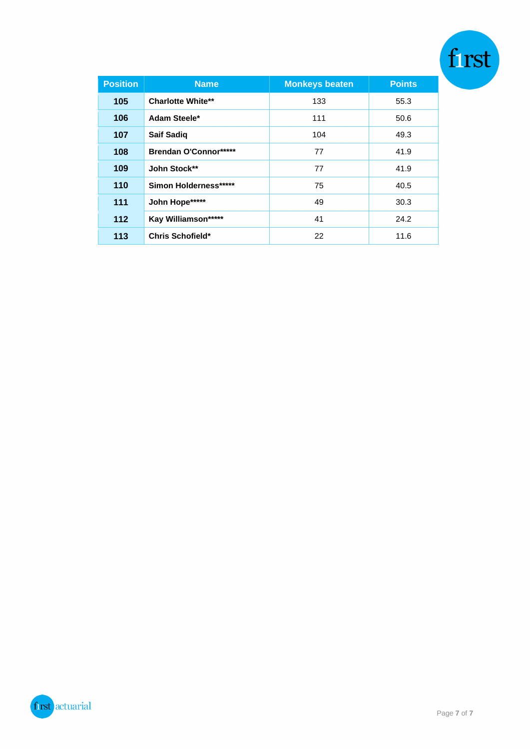| Position | Name | Monkeys beaten | Points |
|---|---|---|---|
| 105 | Charlotte White** | 133 | 55.3 |
| 106 | Adam Steele* | 111 | 50.6 |
| 107 | Saif Sadiq | 104 | 49.3 |
| 108 | Brendan O'Connor***** | 77 | 41.9 |
| 109 | John Stock** | 77 | 41.9 |
| 110 | Simon Holderness***** | 75 | 40.5 |
| 111 | John Hope***** | 49 | 30.3 |
| 112 | Kay Williamson***** | 41 | 24.2 |
| 113 | Chris Schofield* | 22 | 11.6 |